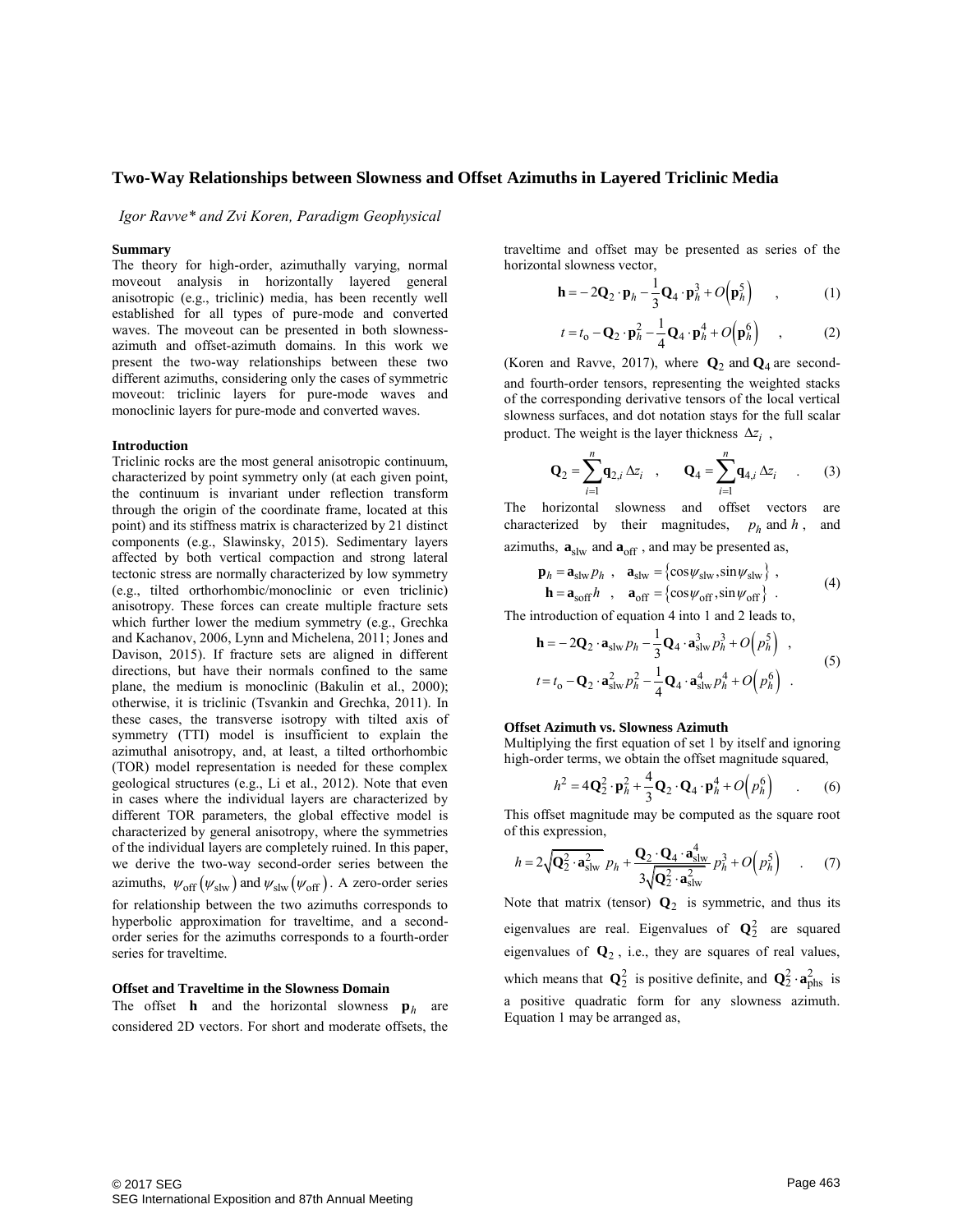# Two-Way Relationships between Slowness and Offset Azimuths in Layered Triclinic Media

*Igor Ravve\* and Zvi Koren, Paradigm Geophysical*

## Summary

The theory for high-order, azimuthally varying, normal moveout analysis in horizontally layered general anisotropic (e.g., triclinic) media, has been recently well established for all types of pure-mode and converted waves. The moveout can be presented in both slowness-azimuth and offset-azimuth domains. In this work we present the two-way relationships between these two different azimuths, considering only the cases of symmetric moveout: triclinic layers for pure-mode waves and monoclinic layers for pure-mode and converted waves.

## Introduction

Triclinic rocks are the most general anisotropic continuum, characterized by point symmetry only (at each given point, the continuum is invariant under reflection transform through the origin of the coordinate frame, located at this point) and its stiffness matrix is characterized by 21 distinct components (e.g., Slawinsky, 2015). Sedimentary layers affected by both vertical compaction and strong lateral tectonic stress are normally characterized by low symmetry (e.g., tilted orthorhombic/monoclinic or even triclinic) anisotropy. These forces can create multiple fracture sets which further lower the medium symmetry (e.g., Grechka and Kachanov, 2006, Lynn and Michelena, 2011; Jones and Davison, 2015). If fracture sets are aligned in different directions, but have their normals confined to the same plane, the medium is monoclinic (Bakulin et al., 2000); otherwise, it is triclinic (Tsvankin and Grechka, 2011). In these cases, the transverse isotropy with tilted axis of symmetry (TTI) model is insufficient to explain the azimuthal anisotropy, and, at least, a tilted orthorhombic (TOR) model representation is needed for these complex geological structures (e.g., Li et al., 2012). Note that even in cases where the individual layers are characterized by different TOR parameters, the global effective model is characterized by general anisotropy, where the symmetries of the individual layers are completely ruined. In this paper, we derive the two-way second-order series between the azimuths, $\psi_{\text{off}}\left(\psi_{\text{slw}}\right)$ and $\psi_{\text{slw}}\left(\psi_{\text{off}}\right)$. A zero-order series for relationship between the two azimuths corresponds to hyperbolic approximation for traveltime, and a second-order series for the azimuths corresponds to a fourth-order series for traveltime.

## Offset and Traveltime in the Slowness Domain

The offset $\mathbf{h}$ and the horizontal slowness $\mathbf{p}_h$ are considered 2D vectors. For short and moderate offsets, the traveltime and offset may be presented as series of the horizontal slowness vector,

$$\mathbf{h} = -2\mathbf{Q}_2 \cdot \mathbf{p}_h - \frac{1}{3}\mathbf{Q}_4 \cdot \mathbf{p}_h^3 + O\left(\mathbf{p}_h^5\right) \quad , \tag{1}$$

$$t = t_{\text{o}} - \mathbf{Q}_2 \cdot \mathbf{p}_h^2 - \frac{1}{4}\mathbf{Q}_4 \cdot \mathbf{p}_h^4 + O\left(\mathbf{p}_h^6\right) \quad , \tag{2}$$

(Koren and Ravve, 2017), where $\mathbf{Q}_2$ and $\mathbf{Q}_4$ are second- and fourth-order tensors, representing the weighted stacks of the corresponding derivative tensors of the local vertical slowness surfaces, and dot notation stays for the full scalar product. The weight is the layer thickness $\Delta z_i$ ,

$$\mathbf{Q}_2 = \sum_{i=1}^{n} \mathbf{q}_{2,i}\,\Delta z_i \quad , \qquad \mathbf{Q}_4 = \sum_{i=1}^{n} \mathbf{q}_{4,i}\,\Delta z_i \quad . \tag{3}$$

The horizontal slowness and offset vectors are characterized by their magnitudes, $p_h$ and $h$, and azimuths, $\mathbf{a}_{\text{slw}}$ and $\mathbf{a}_{\text{off}}$ , and may be presented as,

$$\begin{aligned} \mathbf{p}_h &= \mathbf{a}_{\text{slw}}\, p_h \ , \quad \mathbf{a}_{\text{slw}} = \left\{\cos\psi_{\text{slw}}, \sin\psi_{\text{slw}}\right\} \ , \\ \mathbf{h} &= \mathbf{a}_{\text{off}}\, h \ , \quad \mathbf{a}_{\text{off}} = \left\{\cos\psi_{\text{off}}, \sin\psi_{\text{off}}\right\} \ . \end{aligned} \tag{4}$$

The introduction of equation 4 into 1 and 2 leads to,

$$\begin{aligned} \mathbf{h} &= -2\mathbf{Q}_2 \cdot \mathbf{a}_{\text{slw}}\, p_h - \frac{1}{3}\mathbf{Q}_4 \cdot \mathbf{a}_{\text{slw}}^3\, p_h^3 + O\left(p_h^5\right) \ , \\ t &= t_{\text{o}} - \mathbf{Q}_2 \cdot \mathbf{a}_{\text{slw}}^2\, p_h^2 - \frac{1}{4}\mathbf{Q}_4 \cdot \mathbf{a}_{\text{slw}}^4\, p_h^4 + O\left(p_h^6\right) \ . \end{aligned} \tag{5}$$

### Offset Azimuth vs. Slowness Azimuth

Multiplying the first equation of set 1 by itself and ignoring high-order terms, we obtain the offset magnitude squared,

$$h^2 = 4\mathbf{Q}_2^2 \cdot \mathbf{p}_h^2 + \frac{4}{3}\mathbf{Q}_2 \cdot \mathbf{Q}_4 \cdot \mathbf{p}_h^4 + O\left(p_h^6\right) \quad . \tag{6}$$

This offset magnitude may be computed as the square root of this expression,

$$h = 2\sqrt{\mathbf{Q}_2^2 \cdot \mathbf{a}_{\text{slw}}^2}\; p_h + \frac{\mathbf{Q}_2 \cdot \mathbf{Q}_4 \cdot \mathbf{a}_{\text{slw}}^4}{3\sqrt{\mathbf{Q}_2^2 \cdot \mathbf{a}_{\text{slw}}^2}}\, p_h^3 + O\left(p_h^5\right) \quad . \tag{7}$$

Note that matrix (tensor) $\mathbf{Q}_2$ is symmetric, and thus its eigenvalues are real. Eigenvalues of $\mathbf{Q}_2^2$ are squared eigenvalues of $\mathbf{Q}_2$, i.e., they are squares of real values, which means that $\mathbf{Q}_2^2$ is positive definite, and $\mathbf{Q}_2^2 \cdot \mathbf{a}_{\text{phs}}^2$ is a positive quadratic form for any slowness azimuth. Equation 1 may be arranged as,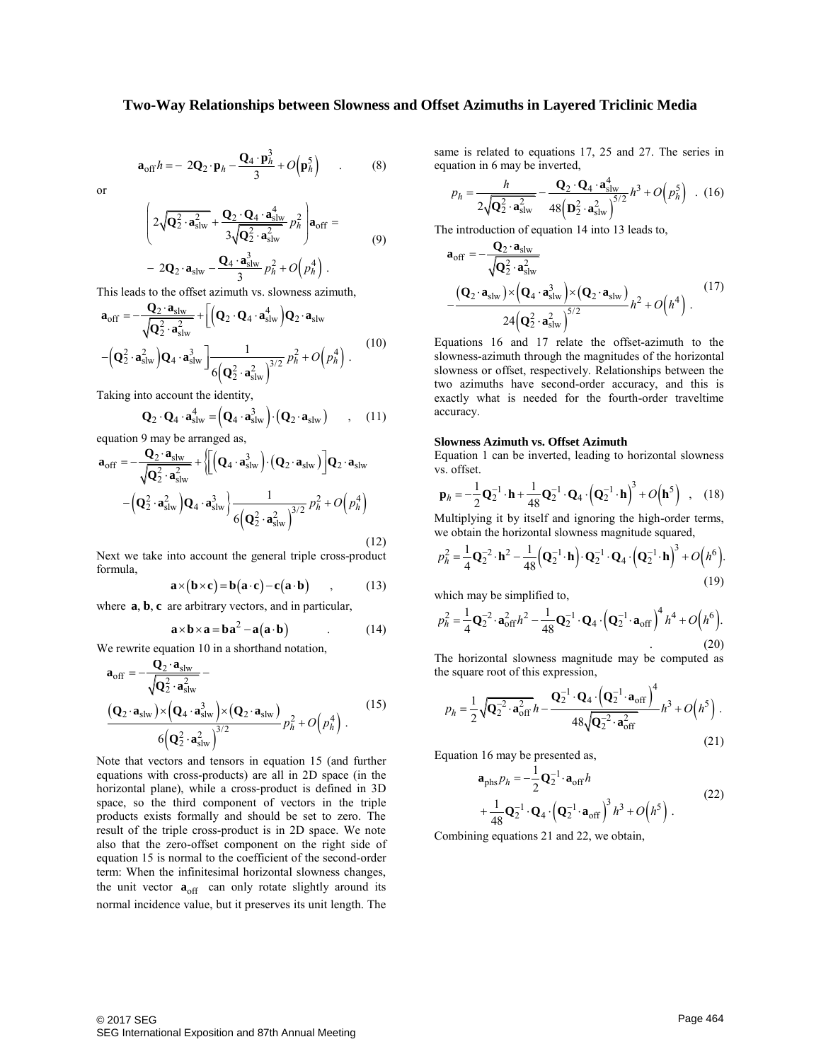## Two-Way Relationships between Slowness and Offset Azimuths in Layered Triclinic Media

$$\mathbf{a}_{\text{off}} h = -2\mathbf{Q}_2 \cdot \mathbf{p}_h - \frac{\mathbf{Q}_4 \cdot \mathbf{p}_h^3}{3} + O\left(\mathbf{p}_h^5\right) \quad . \tag{8}$$

or

$$\left( 2\sqrt{\mathbf{Q}_2^2 \cdot \mathbf{a}_{\text{slw}}^2} + \frac{\mathbf{Q}_2 \cdot \mathbf{Q}_4 \cdot \mathbf{a}_{\text{slw}}^4}{3\sqrt{\mathbf{Q}_2^2 \cdot \mathbf{a}_{\text{slw}}^2}} p_h^2 \right) \mathbf{a}_{\text{off}} = -2\mathbf{Q}_2 \cdot \mathbf{a}_{\text{slw}} - \frac{\mathbf{Q}_4 \cdot \mathbf{a}_{\text{slw}}^3}{3} p_h^2 + O\left(p_h^4\right) . \tag{9}$$

This leads to the offset azimuth vs. slowness azimuth,

$$\mathbf{a}_{\text{off}} = -\frac{\mathbf{Q}_2 \cdot \mathbf{a}_{\text{slw}}}{\sqrt{\mathbf{Q}_2^2 \cdot \mathbf{a}_{\text{slw}}^2}} + \left[ \left( \mathbf{Q}_2 \cdot \mathbf{Q}_4 \cdot \mathbf{a}_{\text{slw}}^4 \right) \mathbf{Q}_2 \cdot \mathbf{a}_{\text{slw}} - \left( \mathbf{Q}_2^2 \cdot \mathbf{a}_{\text{slw}}^2 \right) \mathbf{Q}_4 \cdot \mathbf{a}_{\text{slw}}^3 \right] \frac{1}{6\left( \mathbf{Q}_2^2 \cdot \mathbf{a}_{\text{slw}}^2 \right)^{3/2}} p_h^2 + O\left(p_h^4\right) . \tag{10}$$

Taking into account the identity,

$$\mathbf{Q}_2 \cdot \mathbf{Q}_4 \cdot \mathbf{a}_{\text{slw}}^4 = \left( \mathbf{Q}_4 \cdot \mathbf{a}_{\text{slw}}^3 \right) \cdot \left( \mathbf{Q}_2 \cdot \mathbf{a}_{\text{slw}} \right) \quad , \tag{11}$$

equation 9 may be arranged as,

$$\mathbf{a}_{\text{off}} = -\frac{\mathbf{Q}_2 \cdot \mathbf{a}_{\text{slw}}}{\sqrt{\mathbf{Q}_2^2 \cdot \mathbf{a}_{\text{slw}}^2}} + \left\{ \left[ \left( \mathbf{Q}_4 \cdot \mathbf{a}_{\text{slw}}^3 \right) \cdot \left( \mathbf{Q}_2 \cdot \mathbf{a}_{\text{slw}} \right) \right] \mathbf{Q}_2 \cdot \mathbf{a}_{\text{slw}} - \left( \mathbf{Q}_2^2 \cdot \mathbf{a}_{\text{slw}}^2 \right) \mathbf{Q}_4 \cdot \mathbf{a}_{\text{slw}}^3 \right\} \frac{1}{6\left( \mathbf{Q}_2^2 \cdot \mathbf{a}_{\text{slw}}^2 \right)^{3/2}} p_h^2 + O\left(p_h^4\right) \tag{12}$$

Next we take into account the general triple cross-product formula,

$$\mathbf{a} \times \left( \mathbf{b} \times \mathbf{c} \right) = \mathbf{b}\left( \mathbf{a} \cdot \mathbf{c} \right) - \mathbf{c}\left( \mathbf{a} \cdot \mathbf{b} \right) \quad , \tag{13}$$

where $\mathbf{a}, \mathbf{b}, \mathbf{c}$ are arbitrary vectors, and in particular,

$$\mathbf{a} \times \mathbf{b} \times \mathbf{a} = \mathbf{b}\mathbf{a}^2 - \mathbf{a}\left( \mathbf{a} \cdot \mathbf{b} \right) \quad . \tag{14}$$

We rewrite equation 10 in a shorthand notation,

$$\mathbf{a}_{\text{off}} = -\frac{\mathbf{Q}_2 \cdot \mathbf{a}_{\text{slw}}}{\sqrt{\mathbf{Q}_2^2 \cdot \mathbf{a}_{\text{slw}}^2}} - \frac{\left( \mathbf{Q}_2 \cdot \mathbf{a}_{\text{slw}} \right) \times \left( \mathbf{Q}_4 \cdot \mathbf{a}_{\text{slw}}^3 \right) \times \left( \mathbf{Q}_2 \cdot \mathbf{a}_{\text{slw}} \right)}{6\left( \mathbf{Q}_2^2 \cdot \mathbf{a}_{\text{slw}}^2 \right)^{3/2}} p_h^2 + O\left(p_h^4\right) . \tag{15}$$

Note that vectors and tensors in equation 15 (and further equations with cross-products) are all in 2D space (in the horizontal plane), while a cross-product is defined in 3D space, so the third component of vectors in the triple products exists formally and should be set to zero. The result of the triple cross-product is in 2D space. We note also that the zero-offset component on the right side of equation 15 is normal to the coefficient of the second-order term: When the infinitesimal horizontal slowness changes, the unit vector $\mathbf{a}_{\text{off}}$ can only rotate slightly around its normal incidence value, but it preserves its unit length. The same is related to equations 17, 25 and 27. The series in equation in 6 may be inverted,

$$p_h = \frac{h}{2\sqrt{\mathbf{Q}_2^2 \cdot \mathbf{a}_{\text{slw}}^2}} - \frac{\mathbf{Q}_2 \cdot \mathbf{Q}_4 \cdot \mathbf{a}_{\text{slw}}^4}{48\left( \mathbf{D}_2^2 \cdot \mathbf{a}_{\text{slw}}^2 \right)^{5/2}} h^3 + O\left(p_h^5\right) \quad . \tag{16}$$

The introduction of equation 14 into 13 leads to,

$$\mathbf{a}_{\text{off}} = -\frac{\mathbf{Q}_2 \cdot \mathbf{a}_{\text{slw}}}{\sqrt{\mathbf{Q}_2^2 \cdot \mathbf{a}_{\text{slw}}^2}} - \frac{\left( \mathbf{Q}_2 \cdot \mathbf{a}_{\text{slw}} \right) \times \left( \mathbf{Q}_4 \cdot \mathbf{a}_{\text{slw}}^3 \right) \times \left( \mathbf{Q}_2 \cdot \mathbf{a}_{\text{slw}} \right)}{24\left( \mathbf{Q}_2^2 \cdot \mathbf{a}_{\text{slw}}^2 \right)^{5/2}} h^2 + O\left(h^4\right) . \tag{17}$$

Equations 16 and 17 relate the offset-azimuth to the slowness-azimuth through the magnitudes of the horizontal slowness or offset, respectively. Relationships between the two azimuths have second-order accuracy, and this is exactly what is needed for the fourth-order traveltime accuracy.

### Slowness Azimuth vs. Offset Azimuth

Equation 1 can be inverted, leading to horizontal slowness vs. offset.

$$\mathbf{p}_h = -\frac{1}{2}\mathbf{Q}_2^{-1} \cdot \mathbf{h} + \frac{1}{48}\mathbf{Q}_2^{-1} \cdot \mathbf{Q}_4 \cdot \left( \mathbf{Q}_2^{-1} \cdot \mathbf{h} \right)^3 + O\left(\mathbf{h}^5\right) \quad , \tag{18}$$

Multiplying it by itself and ignoring the high-order terms, we obtain the horizontal slowness magnitude squared,

$$p_h^2 = \frac{1}{4}\mathbf{Q}_2^{-2} \cdot \mathbf{h}^2 - \frac{1}{48}\left( \mathbf{Q}_2^{-1} \cdot \mathbf{h} \right) \cdot \mathbf{Q}_2^{-1} \cdot \mathbf{Q}_4 \cdot \left( \mathbf{Q}_2^{-1} \cdot \mathbf{h} \right)^3 + O\left(h^6\right). \tag{19}$$

which may be simplified to,

$$p_h^2 = \frac{1}{4}\mathbf{Q}_2^{-2} \cdot \mathbf{a}_{\text{off}}^2 h^2 - \frac{1}{48}\mathbf{Q}_2^{-1} \cdot \mathbf{Q}_4 \cdot \left( \mathbf{Q}_2^{-1} \cdot \mathbf{a}_{\text{off}} \right)^4 h^4 + O\left(h^6\right). \tag{20}$$

The horizontal slowness magnitude may be computed as the square root of this expression,

$$p_h = \frac{1}{2}\sqrt{\mathbf{Q}_2^{-2} \cdot \mathbf{a}_{\text{off}}^2}\, h - \frac{\mathbf{Q}_2^{-1} \cdot \mathbf{Q}_4 \cdot \left( \mathbf{Q}_2^{-1} \cdot \mathbf{a}_{\text{off}} \right)^4}{48\sqrt{\mathbf{Q}_2^{-2} \cdot \mathbf{a}_{\text{off}}^2}} h^3 + O\left(h^5\right) . \tag{21}$$

Equation 16 may be presented as,

$$\mathbf{a}_{\text{phs}} p_h = -\frac{1}{2}\mathbf{Q}_2^{-1} \cdot \mathbf{a}_{\text{off}} h + \frac{1}{48}\mathbf{Q}_2^{-1} \cdot \mathbf{Q}_4 \cdot \left( \mathbf{Q}_2^{-1} \cdot \mathbf{a}_{\text{off}} \right)^3 h^3 + O\left(h^5\right) . \tag{22}$$

Combining equations 21 and 22, we obtain,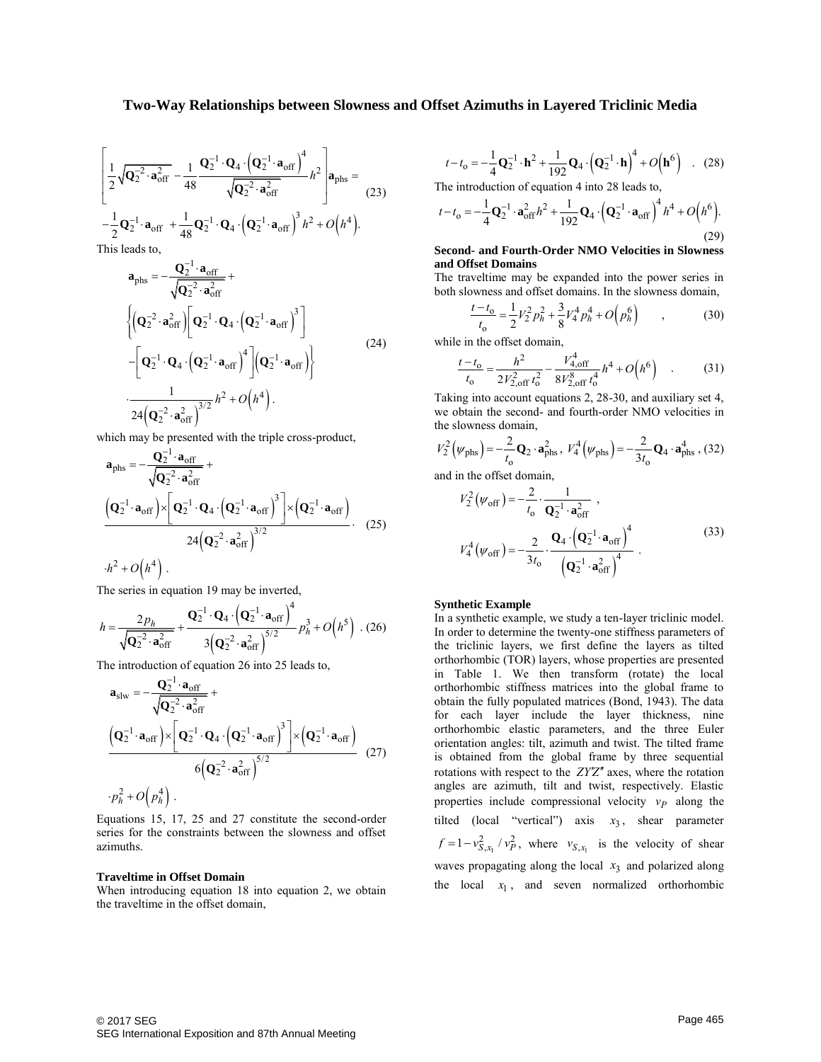$$\left[\frac{1}{2}\sqrt{\mathbf{Q}_2^{-2}\cdot\mathbf{a}_{\mathrm{off}}^2}-\frac{1}{48}\frac{\mathbf{Q}_2^{-1}\cdot\mathbf{Q}_4\cdot\left(\mathbf{Q}_2^{-1}\cdot\mathbf{a}_{\mathrm{off}}\right)^4}{\sqrt{\mathbf{Q}_2^{-2}\cdot\mathbf{a}_{\mathrm{off}}^2}}h^2\right]\mathbf{a}_{\mathrm{phs}}= -\frac{1}{2}\mathbf{Q}_2^{-1}\cdot\mathbf{a}_{\mathrm{off}}+\frac{1}{48}\mathbf{Q}_2^{-1}\cdot\mathbf{Q}_4\cdot\left(\mathbf{Q}_2^{-1}\cdot\mathbf{a}_{\mathrm{off}}\right)^3h^2+O\left(h^4\right). \tag{23}$$

This leads to,

$$\mathbf{a}_{\mathrm{phs}}=-\frac{\mathbf{Q}_2^{-1}\cdot\mathbf{a}_{\mathrm{off}}}{\sqrt{\mathbf{Q}_2^{-2}\cdot\mathbf{a}_{\mathrm{off}}^2}}+\left\{\left(\mathbf{Q}_2^{-2}\cdot\mathbf{a}_{\mathrm{off}}^2\right)\left[\mathbf{Q}_2^{-1}\cdot\mathbf{Q}_4\cdot\left(\mathbf{Q}_2^{-1}\cdot\mathbf{a}_{\mathrm{off}}\right)^3\right]-\left[\mathbf{Q}_2^{-1}\cdot\mathbf{Q}_4\cdot\left(\mathbf{Q}_2^{-1}\cdot\mathbf{a}_{\mathrm{off}}\right)^4\right]\left(\mathbf{Q}_2^{-1}\cdot\mathbf{a}_{\mathrm{off}}\right)\right\}\cdot\frac{1}{24\left(\mathbf{Q}_2^{-2}\cdot\mathbf{a}_{\mathrm{off}}^2\right)^{3/2}}h^2+O\left(h^4\right). \tag{24}$$

which may be presented with the triple cross-product,

$$\mathbf{a}_{\mathrm{phs}}=-\frac{\mathbf{Q}_2^{-1}\cdot\mathbf{a}_{\mathrm{off}}}{\sqrt{\mathbf{Q}_2^{-2}\cdot\mathbf{a}_{\mathrm{off}}^2}}+\frac{\left(\mathbf{Q}_2^{-1}\cdot\mathbf{a}_{\mathrm{off}}\right)\times\left[\mathbf{Q}_2^{-1}\cdot\mathbf{Q}_4\cdot\left(\mathbf{Q}_2^{-1}\cdot\mathbf{a}_{\mathrm{off}}\right)^3\right]\times\left(\mathbf{Q}_2^{-1}\cdot\mathbf{a}_{\mathrm{off}}\right)}{24\left(\mathbf{Q}_2^{-2}\cdot\mathbf{a}_{\mathrm{off}}^2\right)^{3/2}}\cdot h^2+O\left(h^4\right). \tag{25}$$

The series in equation 19 may be inverted,

$$h=\frac{2p_h}{\sqrt{\mathbf{Q}_2^{-2}\cdot\mathbf{a}_{\mathrm{off}}^2}}+\frac{\mathbf{Q}_2^{-1}\cdot\mathbf{Q}_4\cdot\left(\mathbf{Q}_2^{-1}\cdot\mathbf{a}_{\mathrm{off}}\right)^4}{3\left(\mathbf{Q}_2^{-2}\cdot\mathbf{a}_{\mathrm{off}}^2\right)^{5/2}}p_h^3+O\left(h^5\right). \tag{26}$$

The introduction of equation 26 into 25 leads to,

$$\mathbf{a}_{\mathrm{slw}}=-\frac{\mathbf{Q}_2^{-1}\cdot\mathbf{a}_{\mathrm{off}}}{\sqrt{\mathbf{Q}_2^{-2}\cdot\mathbf{a}_{\mathrm{off}}^2}}+\frac{\left(\mathbf{Q}_2^{-1}\cdot\mathbf{a}_{\mathrm{off}}\right)\times\left[\mathbf{Q}_2^{-1}\cdot\mathbf{Q}_4\cdot\left(\mathbf{Q}_2^{-1}\cdot\mathbf{a}_{\mathrm{off}}\right)^3\right]\times\left(\mathbf{Q}_2^{-1}\cdot\mathbf{a}_{\mathrm{off}}\right)}{6\left(\mathbf{Q}_2^{-2}\cdot\mathbf{a}_{\mathrm{off}}^2\right)^{5/2}}\cdot p_h^2+O\left(p_h^4\right). \tag{27}$$

Equations 15, 17, 25 and 27 constitute the second-order series for the constraints between the slowness and offset azimuths.

### Traveltime in Offset Domain

When introducing equation 18 into equation 2, we obtain the traveltime in the offset domain,

$$t-t_{\mathrm{o}}=-\frac{1}{4}\mathbf{Q}_2^{-1}\cdot\mathbf{h}^2+\frac{1}{192}\mathbf{Q}_4\cdot\left(\mathbf{Q}_2^{-1}\cdot\mathbf{h}\right)^4+O\left(\mathbf{h}^6\right). \tag{28}$$

The introduction of equation 4 into 28 leads to,

$$t-t_{\mathrm{o}}=-\frac{1}{4}\mathbf{Q}_2^{-1}\cdot\mathbf{a}_{\mathrm{off}}^2h^2+\frac{1}{192}\mathbf{Q}_4\cdot\left(\mathbf{Q}_2^{-1}\cdot\mathbf{a}_{\mathrm{off}}\right)^4h^4+O\left(h^6\right). \tag{29}$$

### Second- and Fourth-Order NMO Velocities in Slowness and Offset Domains

The traveltime may be expanded into the power series in both slowness and offset domains. In the slowness domain,

$$\frac{t-t_{\mathrm{o}}}{t_{\mathrm{o}}}=\frac{1}{2}V_2^2p_h^2+\frac{3}{8}V_4^4p_h^4+O\left(p_h^6\right), \tag{30}$$

while in the offset domain,

$$\frac{t-t_{\mathrm{o}}}{t_{\mathrm{o}}}=\frac{h^2}{2V_{2,\mathrm{off}}^2t_{\mathrm{o}}^2}-\frac{V_{4,\mathrm{off}}^4}{8V_{2,\mathrm{off}}^8t_{\mathrm{o}}^4}h^4+O\left(h^6\right). \tag{31}$$

Taking into account equations 2, 28-30, and auxiliary set 4, we obtain the second- and fourth-order NMO velocities in the slowness domain,

$$V_2^2\left(\psi_{\mathrm{phs}}\right)=-\frac{2}{t_{\mathrm{o}}}\mathbf{Q}_2\cdot\mathbf{a}_{\mathrm{phs}}^2,\quad V_4^4\left(\psi_{\mathrm{phs}}\right)=-\frac{2}{3t_{\mathrm{o}}}\mathbf{Q}_4\cdot\mathbf{a}_{\mathrm{phs}}^4, \tag{32}$$

and in the offset domain,

$$V_2^2\left(\psi_{\mathrm{off}}\right)=-\frac{2}{t_{\mathrm{o}}}\cdot\frac{1}{\mathbf{Q}_2^{-1}\cdot\mathbf{a}_{\mathrm{off}}^2},\quad V_4^4\left(\psi_{\mathrm{off}}\right)=-\frac{2}{3t_{\mathrm{o}}}\cdot\frac{\mathbf{Q}_4\cdot\left(\mathbf{Q}_2^{-1}\cdot\mathbf{a}_{\mathrm{off}}\right)^4}{\left(\mathbf{Q}_2^{-1}\cdot\mathbf{a}_{\mathrm{off}}^2\right)^4}. \tag{33}$$

### Synthetic Example

In a synthetic example, we study a ten-layer triclinic model. In order to determine the twenty-one stiffness parameters of the triclinic layers, we first define the layers as tilted orthorhombic (TOR) layers, whose properties are presented in Table 1. We then transform (rotate) the local orthorhombic stiffness matrices into the global frame to obtain the fully populated matrices (Bond, 1943). The data for each layer include the layer thickness, nine orthorhombic elastic parameters, and the three Euler orientation angles: tilt, azimuth and twist. The tilted frame is obtained from the global frame by three sequential rotations with respect to the $ZY'Z''$ axes, where the rotation angles are azimuth, tilt and twist, respectively. Elastic properties include compressional velocity $v_P$ along the tilted (local "vertical") axis $x_3$, shear parameter $f=1-v_{S,x_1}^2/v_P^2$, where $v_{S,x_1}$ is the velocity of shear waves propagating along the local $x_3$ and polarized along the local $x_1$, and seven normalized orthorhombic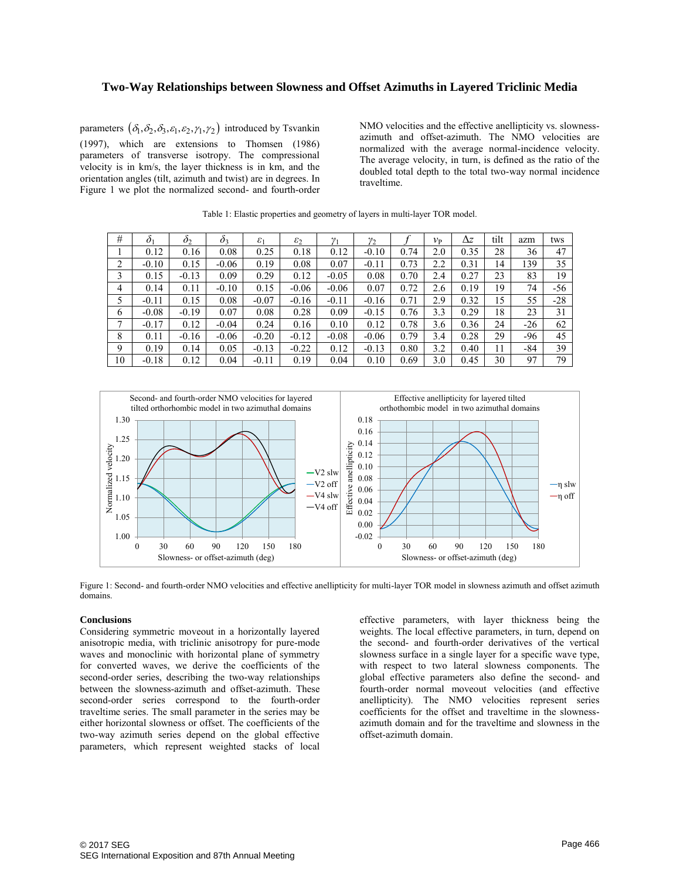parameters $(\delta_1, \delta_2, \delta_3, \varepsilon_1, \varepsilon_2, \gamma_1, \gamma_2)$ introduced by Tsvankin (1997), which are extensions to Thomsen (1986) parameters of transverse isotropy. The compressional velocity is in km/s, the layer thickness is in km, and the orientation angles (tilt, azimuth and twist) are in degrees. In Figure 1 we plot the normalized second- and fourth-order NMO velocities and the effective anellipticity vs. slowness-azimuth and offset-azimuth. The NMO velocities are normalized with the average normal-incidence velocity. The average velocity, in turn, is defined as the ratio of the doubled total depth to the total two-way normal incidence traveltime.

Table 1: Elastic properties and geometry of layers in multi-layer TOR model.

| # | $\delta_1$ | $\delta_2$ | $\delta_3$ | $\varepsilon_1$ | $\varepsilon_2$ | $\gamma_1$ | $\gamma_2$ | $f$ | $v_P$ | $\Delta z$ | tilt | azm | tws |
|---|---|---|---|---|---|---|---|---|---|---|---|---|---|
| 1 | 0.12 | 0.16 | 0.08 | 0.25 | 0.18 | 0.12 | -0.10 | 0.74 | 2.0 | 0.35 | 28 | 36 | 47 |
| 2 | -0.10 | 0.15 | -0.06 | 0.19 | 0.08 | 0.07 | -0.11 | 0.73 | 2.2 | 0.31 | 14 | 139 | 35 |
| 3 | 0.15 | -0.13 | 0.09 | 0.29 | 0.12 | -0.05 | 0.08 | 0.70 | 2.4 | 0.27 | 23 | 83 | 19 |
| 4 | 0.14 | 0.11 | -0.10 | 0.15 | -0.06 | -0.06 | 0.07 | 0.72 | 2.6 | 0.19 | 19 | 74 | -56 |
| 5 | -0.11 | 0.15 | 0.08 | -0.07 | -0.16 | -0.11 | -0.16 | 0.71 | 2.9 | 0.32 | 15 | 55 | -28 |
| 6 | -0.08 | -0.19 | 0.07 | 0.08 | 0.28 | 0.09 | -0.15 | 0.76 | 3.3 | 0.29 | 18 | 23 | 31 |
| 7 | -0.17 | 0.12 | -0.04 | 0.24 | 0.16 | 0.10 | 0.12 | 0.78 | 3.6 | 0.36 | 24 | -26 | 62 |
| 8 | 0.11 | -0.16 | -0.06 | -0.20 | -0.12 | -0.08 | -0.06 | 0.79 | 3.4 | 0.28 | 29 | -96 | 45 |
| 9 | 0.19 | 0.14 | 0.05 | -0.13 | -0.22 | 0.12 | -0.13 | 0.80 | 3.2 | 0.40 | 11 | -84 | 39 |
| 10 | -0.18 | 0.12 | 0.04 | -0.11 | 0.19 | 0.04 | 0.10 | 0.69 | 3.0 | 0.45 | 30 | 97 | 79 |

Figure 1: Second- and fourth-order NMO velocities and effective anellipticity for multi-layer TOR model in slowness azimuth and offset azimuth domains.

## Conclusions

Considering symmetric moveout in a horizontally layered anisotropic media, with triclinic anisotropy for pure-mode waves and monoclinic with horizontal plane of symmetry for converted waves, we derive the coefficients of the second-order series, describing the two-way relationships between the slowness-azimuth and offset-azimuth. These second-order series correspond to the fourth-order traveltime series. The small parameter in the series may be either horizontal slowness or offset. The coefficients of the two-way azimuth series depend on the global effective parameters, which represent weighted stacks of local effective parameters, with layer thickness being the weights. The local effective parameters, in turn, depend on the second- and fourth-order derivatives of the vertical slowness surface in a single layer for a specific wave type, with respect to two lateral slowness components. The global effective parameters also define the second- and fourth-order normal moveout velocities (and effective anellipticity). The NMO velocities represent series coefficients for the offset and traveltime in the slowness-azimuth domain and for the traveltime and slowness in the offset-azimuth domain.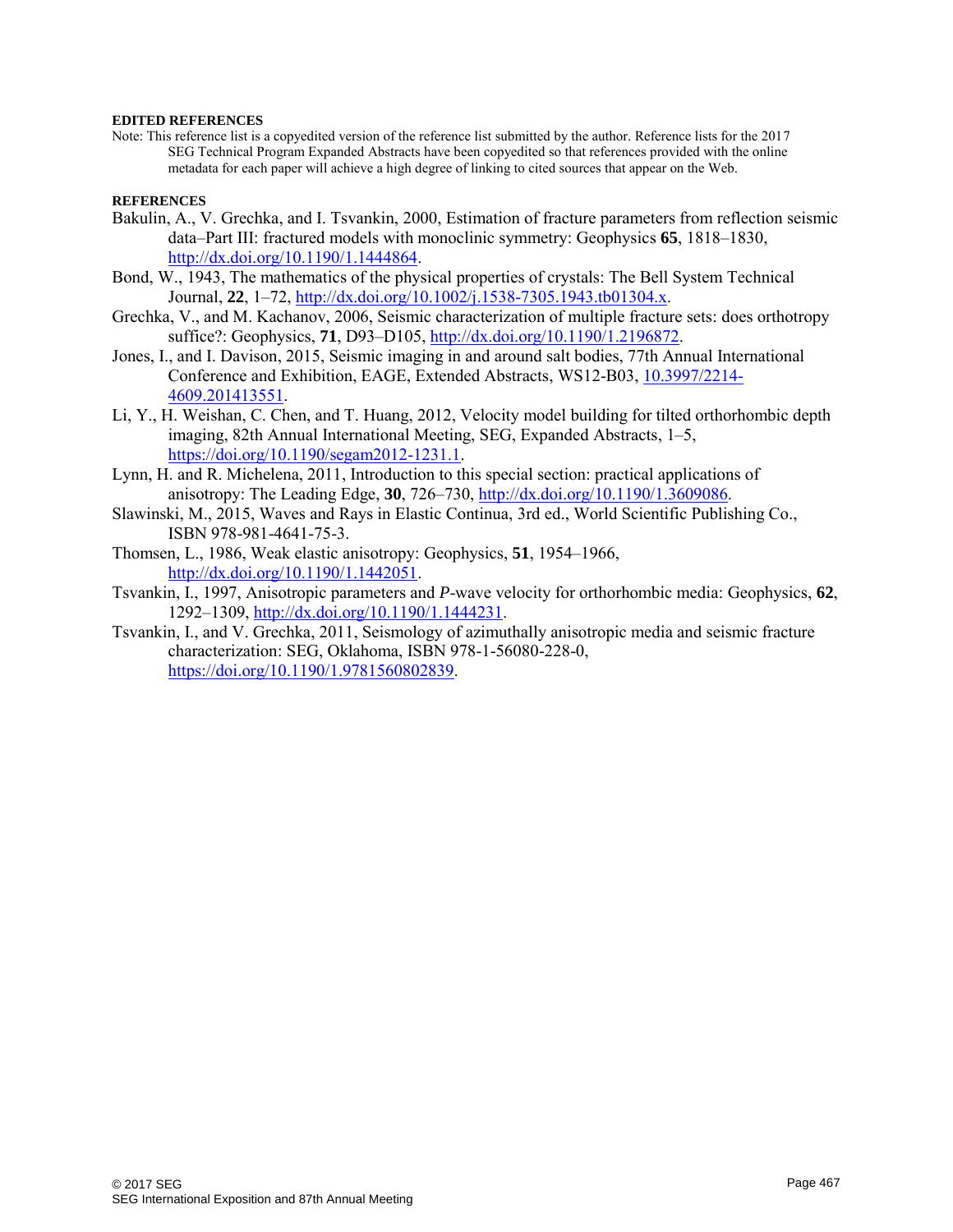**EDITED REFERENCES**

Note: This reference list is a copyedited version of the reference list submitted by the author. Reference lists for the 2017 SEG Technical Program Expanded Abstracts have been copyedited so that references provided with the online metadata for each paper will achieve a high degree of linking to cited sources that appear on the Web.

**REFERENCES**

Bakulin, A., V. Grechka, and I. Tsvankin, 2000, Estimation of fracture parameters from reflection seismic data–Part III: fractured models with monoclinic symmetry: Geophysics **65**, 1818–1830, http://dx.doi.org/10.1190/1.1444864.

Bond, W., 1943, The mathematics of the physical properties of crystals: The Bell System Technical Journal, **22**, 1–72, http://dx.doi.org/10.1002/j.1538-7305.1943.tb01304.x.

Grechka, V., and M. Kachanov, 2006, Seismic characterization of multiple fracture sets: does orthotropy suffice?: Geophysics, **71**, D93–D105, http://dx.doi.org/10.1190/1.2196872.

Jones, I., and I. Davison, 2015, Seismic imaging in and around salt bodies, 77th Annual International Conference and Exhibition, EAGE, Extended Abstracts, WS12-B03, 10.3997/2214-4609.201413551.

Li, Y., H. Weishan, C. Chen, and T. Huang, 2012, Velocity model building for tilted orthorhombic depth imaging, 82th Annual International Meeting, SEG, Expanded Abstracts, 1–5, https://doi.org/10.1190/segam2012-1231.1.

Lynn, H. and R. Michelena, 2011, Introduction to this special section: practical applications of anisotropy: The Leading Edge, **30**, 726–730, http://dx.doi.org/10.1190/1.3609086.

Slawinski, M., 2015, Waves and Rays in Elastic Continua, 3rd ed., World Scientific Publishing Co., ISBN 978-981-4641-75-3.

Thomsen, L., 1986, Weak elastic anisotropy: Geophysics, **51**, 1954–1966, http://dx.doi.org/10.1190/1.1442051.

Tsvankin, I., 1997, Anisotropic parameters and *P*-wave velocity for orthorhombic media: Geophysics, **62**, 1292–1309, http://dx.doi.org/10.1190/1.1444231.

Tsvankin, I., and V. Grechka, 2011, Seismology of azimuthally anisotropic media and seismic fracture characterization: SEG, Oklahoma, ISBN 978-1-56080-228-0, https://doi.org/10.1190/1.9781560802839.